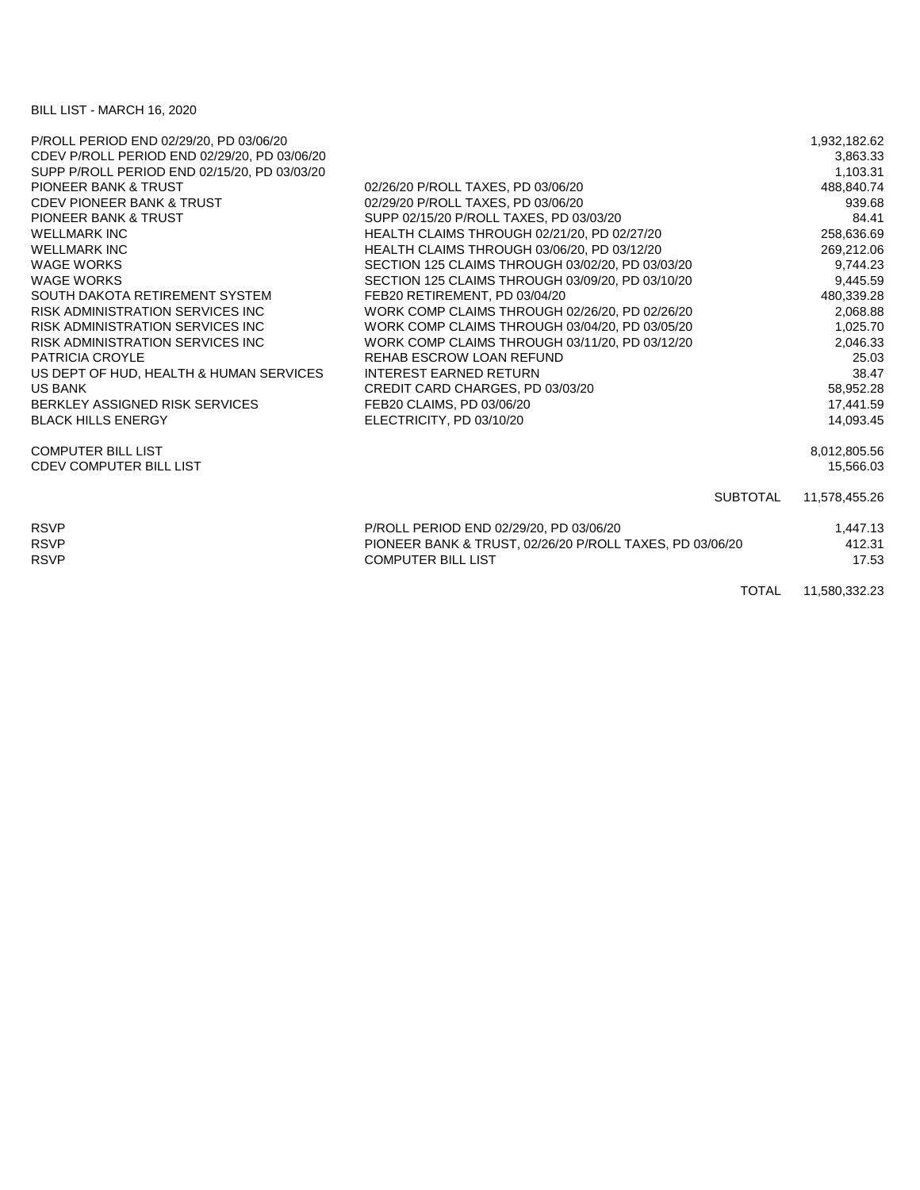BILL LIST - MARCH 16, 2020

| | | |
|---|---|---|
| P/ROLL PERIOD END 02/29/20, PD 03/06/20 | | 1,932,182.62 |
| CDEV P/ROLL PERIOD END 02/29/20, PD 03/06/20 | | 3,863.33 |
| SUPP P/ROLL PERIOD END 02/15/20, PD 03/03/20 | | 1,103.31 |
| PIONEER BANK & TRUST | 02/26/20 P/ROLL TAXES, PD 03/06/20 | 488,840.74 |
| CDEV PIONEER BANK & TRUST | 02/29/20 P/ROLL TAXES, PD 03/06/20 | 939.68 |
| PIONEER BANK & TRUST | SUPP 02/15/20 P/ROLL TAXES, PD 03/03/20 | 84.41 |
| WELLMARK INC | HEALTH CLAIMS THROUGH 02/21/20, PD 02/27/20 | 258,636.69 |
| WELLMARK INC | HEALTH CLAIMS THROUGH 03/06/20, PD 03/12/20 | 269,212.06 |
| WAGE WORKS | SECTION 125 CLAIMS THROUGH 03/02/20, PD 03/03/20 | 9,744.23 |
| WAGE WORKS | SECTION 125 CLAIMS THROUGH 03/09/20, PD 03/10/20 | 9,445.59 |
| SOUTH DAKOTA RETIREMENT SYSTEM | FEB20 RETIREMENT, PD 03/04/20 | 480,339.28 |
| RISK ADMINISTRATION SERVICES INC | WORK COMP CLAIMS THROUGH 02/26/20, PD 02/26/20 | 2,068.88 |
| RISK ADMINISTRATION SERVICES INC | WORK COMP CLAIMS THROUGH 03/04/20, PD 03/05/20 | 1,025.70 |
| RISK ADMINISTRATION SERVICES INC | WORK COMP CLAIMS THROUGH 03/11/20, PD 03/12/20 | 2,046.33 |
| PATRICIA CROYLE | REHAB ESCROW LOAN REFUND | 25.03 |
| US DEPT OF HUD, HEALTH & HUMAN SERVICES | INTEREST EARNED RETURN | 38.47 |
| US BANK | CREDIT CARD CHARGES, PD 03/03/20 | 58,952.28 |
| BERKLEY ASSIGNED RISK SERVICES | FEB20 CLAIMS, PD 03/06/20 | 17,441.59 |
| BLACK HILLS ENERGY | ELECTRICITY, PD 03/10/20 | 14,093.45 |
| | | |
| COMPUTER BILL LIST | | 8,012,805.56 |
| CDEV COMPUTER BILL LIST | | 15,566.03 |
| | | |
| | SUBTOTAL | 11,578,455.26 |
| | | |
| RSVP | P/ROLL PERIOD END 02/29/20, PD 03/06/20 | 1,447.13 |
| RSVP | PIONEER BANK & TRUST, 02/26/20 P/ROLL TAXES, PD 03/06/20 | 412.31 |
| RSVP | COMPUTER BILL LIST | 17.53 |
| | | |
| | TOTAL | 11,580,332.23 |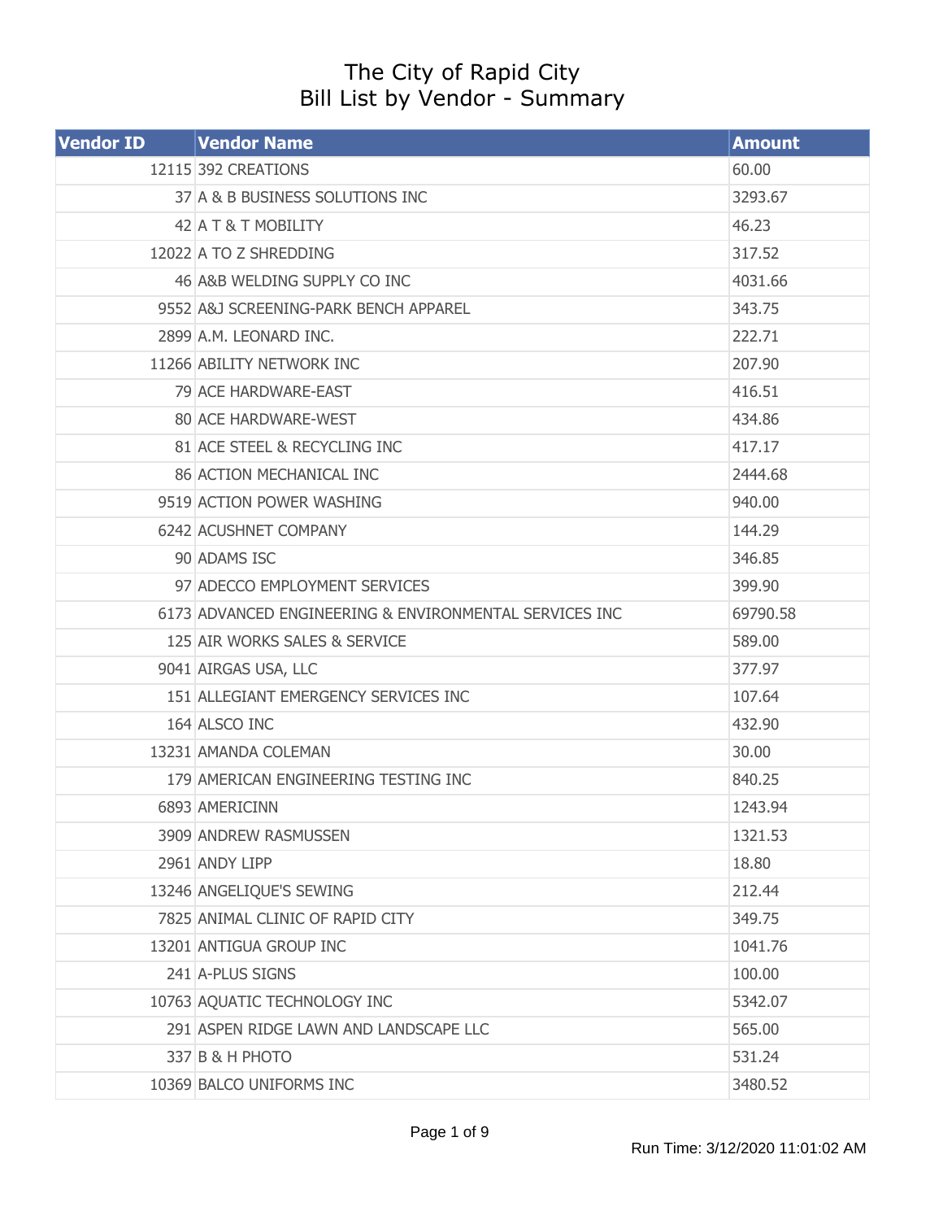# The City of Rapid City
## Bill List by Vendor - Summary

| Vendor ID | Vendor Name | Amount |
|---|---|---|
| 12115 | 392 CREATIONS | 60.00 |
| 37 | A & B BUSINESS SOLUTIONS INC | 3293.67 |
| 42 | A T & T MOBILITY | 46.23 |
| 12022 | A TO Z SHREDDING | 317.52 |
| 46 | A&B WELDING SUPPLY CO INC | 4031.66 |
| 9552 | A&J SCREENING-PARK BENCH APPAREL | 343.75 |
| 2899 | A.M. LEONARD INC. | 222.71 |
| 11266 | ABILITY NETWORK INC | 207.90 |
| 79 | ACE HARDWARE-EAST | 416.51 |
| 80 | ACE HARDWARE-WEST | 434.86 |
| 81 | ACE STEEL & RECYCLING INC | 417.17 |
| 86 | ACTION MECHANICAL INC | 2444.68 |
| 9519 | ACTION POWER WASHING | 940.00 |
| 6242 | ACUSHNET COMPANY | 144.29 |
| 90 | ADAMS ISC | 346.85 |
| 97 | ADECCO EMPLOYMENT SERVICES | 399.90 |
| 6173 | ADVANCED ENGINEERING & ENVIRONMENTAL SERVICES INC | 69790.58 |
| 125 | AIR WORKS SALES & SERVICE | 589.00 |
| 9041 | AIRGAS USA, LLC | 377.97 |
| 151 | ALLEGIANT EMERGENCY SERVICES INC | 107.64 |
| 164 | ALSCO INC | 432.90 |
| 13231 | AMANDA COLEMAN | 30.00 |
| 179 | AMERICAN ENGINEERING TESTING INC | 840.25 |
| 6893 | AMERICINN | 1243.94 |
| 3909 | ANDREW RASMUSSEN | 1321.53 |
| 2961 | ANDY LIPP | 18.80 |
| 13246 | ANGELIQUE'S SEWING | 212.44 |
| 7825 | ANIMAL CLINIC OF RAPID CITY | 349.75 |
| 13201 | ANTIGUA GROUP INC | 1041.76 |
| 241 | A-PLUS SIGNS | 100.00 |
| 10763 | AQUATIC TECHNOLOGY INC | 5342.07 |
| 291 | ASPEN RIDGE LAWN AND LANDSCAPE LLC | 565.00 |
| 337 | B & H PHOTO | 531.24 |
| 10369 | BALCO UNIFORMS INC | 3480.52 |

Run Time: 3/12/2020 11:01:02 AM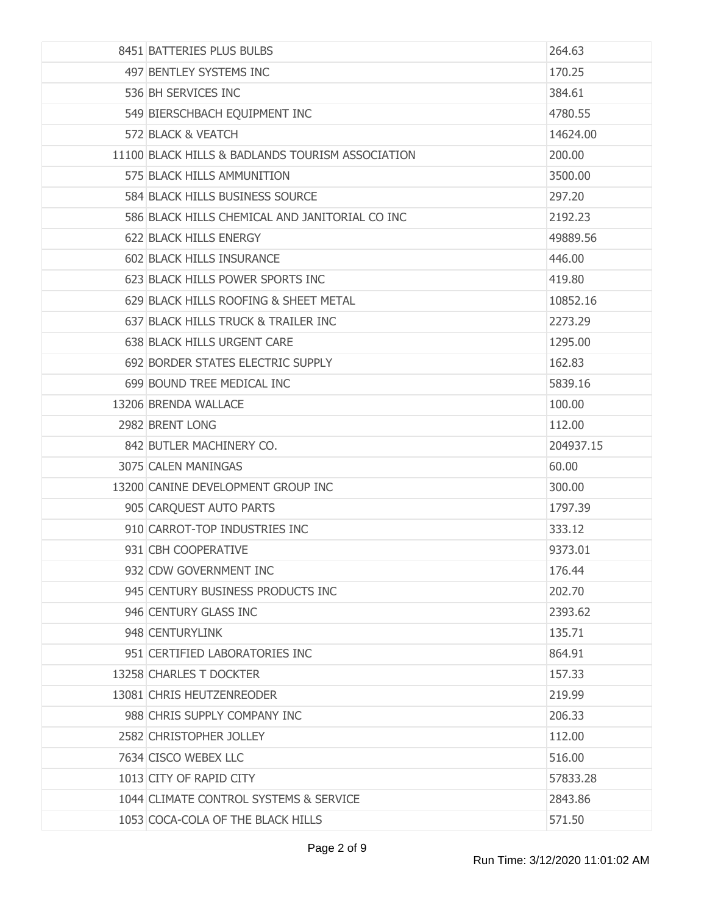|  |  |  |
|---|---|---|
| 8451 | BATTERIES PLUS BULBS | 264.63 |
| 497 | BENTLEY SYSTEMS INC | 170.25 |
| 536 | BH SERVICES INC | 384.61 |
| 549 | BIERSCHBACH EQUIPMENT INC | 4780.55 |
| 572 | BLACK & VEATCH | 14624.00 |
| 11100 | BLACK HILLS & BADLANDS TOURISM ASSOCIATION | 200.00 |
| 575 | BLACK HILLS AMMUNITION | 3500.00 |
| 584 | BLACK HILLS BUSINESS SOURCE | 297.20 |
| 586 | BLACK HILLS CHEMICAL AND JANITORIAL CO INC | 2192.23 |
| 622 | BLACK HILLS ENERGY | 49889.56 |
| 602 | BLACK HILLS INSURANCE | 446.00 |
| 623 | BLACK HILLS POWER SPORTS INC | 419.80 |
| 629 | BLACK HILLS ROOFING & SHEET METAL | 10852.16 |
| 637 | BLACK HILLS TRUCK & TRAILER INC | 2273.29 |
| 638 | BLACK HILLS URGENT CARE | 1295.00 |
| 692 | BORDER STATES ELECTRIC SUPPLY | 162.83 |
| 699 | BOUND TREE MEDICAL INC | 5839.16 |
| 13206 | BRENDA WALLACE | 100.00 |
| 2982 | BRENT LONG | 112.00 |
| 842 | BUTLER MACHINERY CO. | 204937.15 |
| 3075 | CALEN MANINGAS | 60.00 |
| 13200 | CANINE DEVELOPMENT GROUP INC | 300.00 |
| 905 | CARQUEST AUTO PARTS | 1797.39 |
| 910 | CARROT-TOP INDUSTRIES INC | 333.12 |
| 931 | CBH COOPERATIVE | 9373.01 |
| 932 | CDW GOVERNMENT INC | 176.44 |
| 945 | CENTURY BUSINESS PRODUCTS INC | 202.70 |
| 946 | CENTURY GLASS INC | 2393.62 |
| 948 | CENTURYLINK | 135.71 |
| 951 | CERTIFIED LABORATORIES INC | 864.91 |
| 13258 | CHARLES T DOCKTER | 157.33 |
| 13081 | CHRIS HEUTZENREODER | 219.99 |
| 988 | CHRIS SUPPLY COMPANY INC | 206.33 |
| 2582 | CHRISTOPHER JOLLEY | 112.00 |
| 7634 | CISCO WEBEX LLC | 516.00 |
| 1013 | CITY OF RAPID CITY | 57833.28 |
| 1044 | CLIMATE CONTROL SYSTEMS & SERVICE | 2843.86 |
| 1053 | COCA-COLA OF THE BLACK HILLS | 571.50 |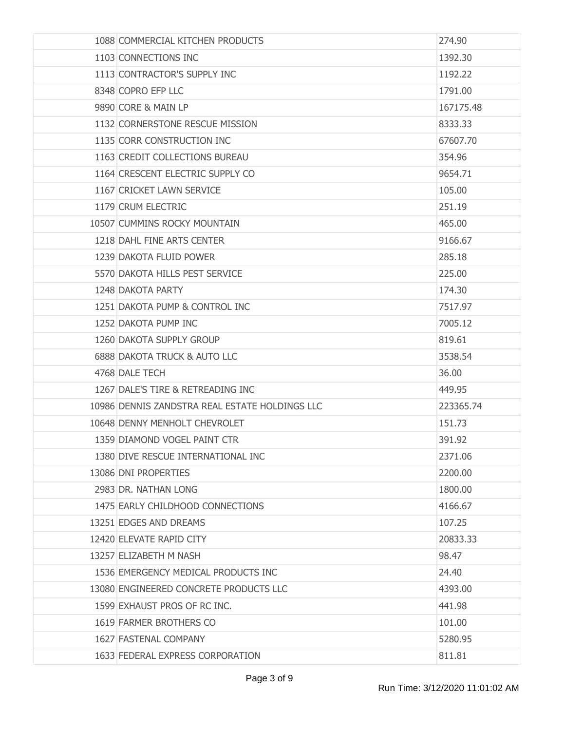| | | |
|---|---|---|
| 1088 | COMMERCIAL KITCHEN PRODUCTS | 274.90 |
| 1103 | CONNECTIONS INC | 1392.30 |
| 1113 | CONTRACTOR'S SUPPLY INC | 1192.22 |
| 8348 | COPRO EFP LLC | 1791.00 |
| 9890 | CORE & MAIN LP | 167175.48 |
| 1132 | CORNERSTONE RESCUE MISSION | 8333.33 |
| 1135 | CORR CONSTRUCTION INC | 67607.70 |
| 1163 | CREDIT COLLECTIONS BUREAU | 354.96 |
| 1164 | CRESCENT ELECTRIC SUPPLY CO | 9654.71 |
| 1167 | CRICKET LAWN SERVICE | 105.00 |
| 1179 | CRUM ELECTRIC | 251.19 |
| 10507 | CUMMINS ROCKY MOUNTAIN | 465.00 |
| 1218 | DAHL FINE ARTS CENTER | 9166.67 |
| 1239 | DAKOTA FLUID POWER | 285.18 |
| 5570 | DAKOTA HILLS PEST SERVICE | 225.00 |
| 1248 | DAKOTA PARTY | 174.30 |
| 1251 | DAKOTA PUMP & CONTROL INC | 7517.97 |
| 1252 | DAKOTA PUMP INC | 7005.12 |
| 1260 | DAKOTA SUPPLY GROUP | 819.61 |
| 6888 | DAKOTA TRUCK & AUTO LLC | 3538.54 |
| 4768 | DALE TECH | 36.00 |
| 1267 | DALE'S TIRE & RETREADING INC | 449.95 |
| 10986 | DENNIS ZANDSTRA REAL ESTATE HOLDINGS LLC | 223365.74 |
| 10648 | DENNY MENHOLT CHEVROLET | 151.73 |
| 1359 | DIAMOND VOGEL PAINT CTR | 391.92 |
| 1380 | DIVE RESCUE INTERNATIONAL INC | 2371.06 |
| 13086 | DNI PROPERTIES | 2200.00 |
| 2983 | DR. NATHAN LONG | 1800.00 |
| 1475 | EARLY CHILDHOOD CONNECTIONS | 4166.67 |
| 13251 | EDGES AND DREAMS | 107.25 |
| 12420 | ELEVATE RAPID CITY | 20833.33 |
| 13257 | ELIZABETH M NASH | 98.47 |
| 1536 | EMERGENCY MEDICAL PRODUCTS INC | 24.40 |
| 13080 | ENGINEERED CONCRETE PRODUCTS LLC | 4393.00 |
| 1599 | EXHAUST PROS OF RC INC. | 441.98 |
| 1619 | FARMER BROTHERS CO | 101.00 |
| 1627 | FASTENAL COMPANY | 5280.95 |
| 1633 | FEDERAL EXPRESS CORPORATION | 811.81 |

Run Time: 3/12/2020 11:01:02 AM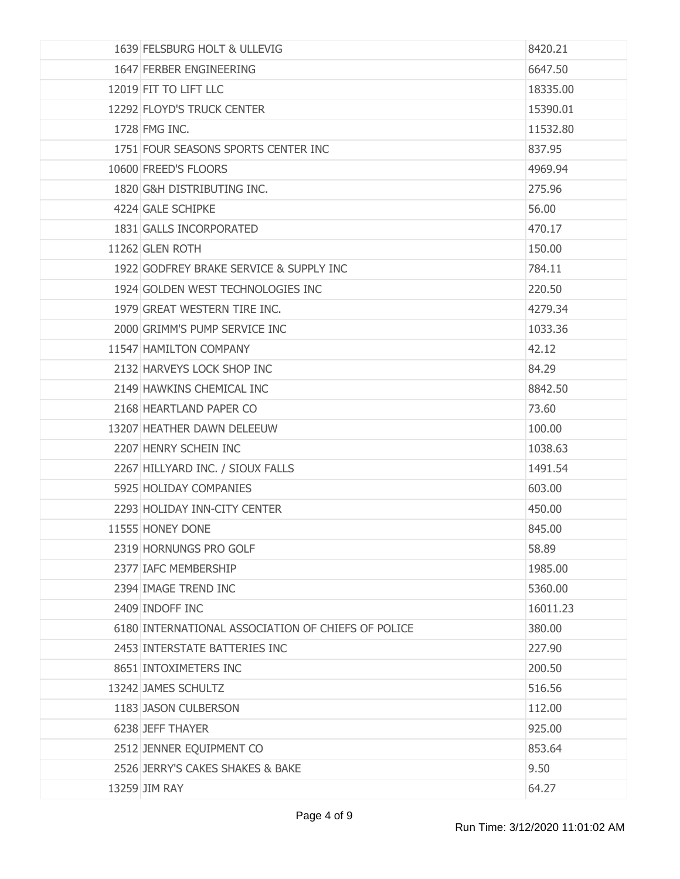| | | |
|---|---|---|
| 1639 | FELSBURG HOLT & ULLEVIG | 8420.21 |
| 1647 | FERBER ENGINEERING | 6647.50 |
| 12019 | FIT TO LIFT LLC | 18335.00 |
| 12292 | FLOYD'S TRUCK CENTER | 15390.01 |
| 1728 | FMG INC. | 11532.80 |
| 1751 | FOUR SEASONS SPORTS CENTER INC | 837.95 |
| 10600 | FREED'S FLOORS | 4969.94 |
| 1820 | G&H DISTRIBUTING INC. | 275.96 |
| 4224 | GALE SCHIPKE | 56.00 |
| 1831 | GALLS INCORPORATED | 470.17 |
| 11262 | GLEN ROTH | 150.00 |
| 1922 | GODFREY BRAKE SERVICE & SUPPLY INC | 784.11 |
| 1924 | GOLDEN WEST TECHNOLOGIES INC | 220.50 |
| 1979 | GREAT WESTERN TIRE INC. | 4279.34 |
| 2000 | GRIMM'S PUMP SERVICE INC | 1033.36 |
| 11547 | HAMILTON COMPANY | 42.12 |
| 2132 | HARVEYS LOCK SHOP INC | 84.29 |
| 2149 | HAWKINS CHEMICAL INC | 8842.50 |
| 2168 | HEARTLAND PAPER CO | 73.60 |
| 13207 | HEATHER DAWN DELEEUW | 100.00 |
| 2207 | HENRY SCHEIN INC | 1038.63 |
| 2267 | HILLYARD INC. / SIOUX FALLS | 1491.54 |
| 5925 | HOLIDAY COMPANIES | 603.00 |
| 2293 | HOLIDAY INN-CITY CENTER | 450.00 |
| 11555 | HONEY DONE | 845.00 |
| 2319 | HORNUNGS PRO GOLF | 58.89 |
| 2377 | IAFC MEMBERSHIP | 1985.00 |
| 2394 | IMAGE TREND INC | 5360.00 |
| 2409 | INDOFF INC | 16011.23 |
| 6180 | INTERNATIONAL ASSOCIATION OF CHIEFS OF POLICE | 380.00 |
| 2453 | INTERSTATE BATTERIES INC | 227.90 |
| 8651 | INTOXIMETERS INC | 200.50 |
| 13242 | JAMES SCHULTZ | 516.56 |
| 1183 | JASON CULBERSON | 112.00 |
| 6238 | JEFF THAYER | 925.00 |
| 2512 | JENNER EQUIPMENT CO | 853.64 |
| 2526 | JERRY'S CAKES SHAKES & BAKE | 9.50 |
| 13259 | JIM RAY | 64.27 |

Run Time: 3/12/2020 11:01:02 AM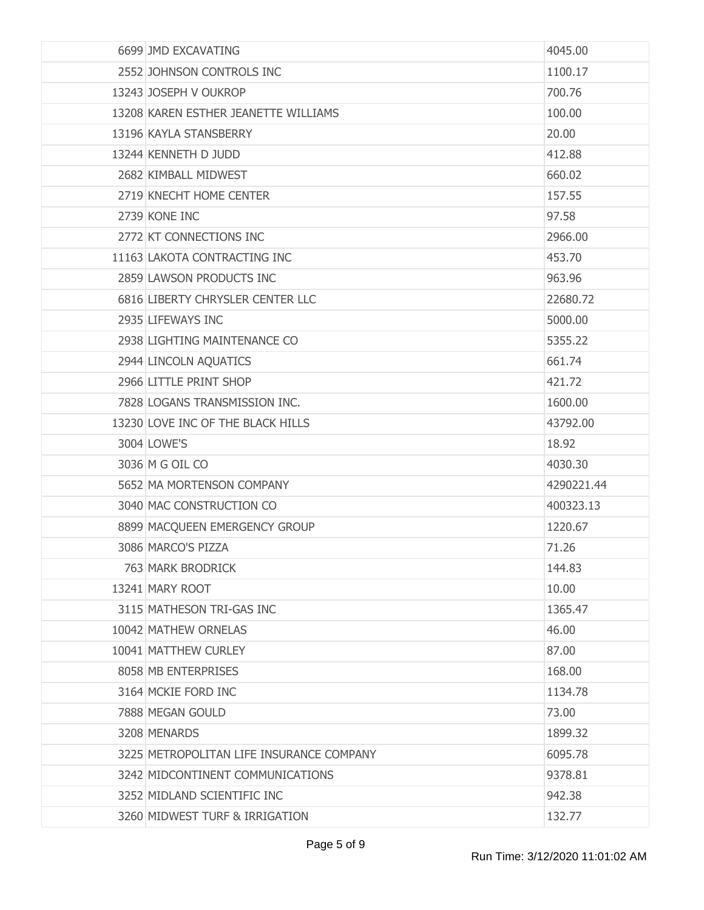| | | |
|---|---|---|
| 6699 | JMD EXCAVATING | 4045.00 |
| 2552 | JOHNSON CONTROLS INC | 1100.17 |
| 13243 | JOSEPH V OUKROP | 700.76 |
| 13208 | KAREN ESTHER JEANETTE WILLIAMS | 100.00 |
| 13196 | KAYLA STANSBERRY | 20.00 |
| 13244 | KENNETH D JUDD | 412.88 |
| 2682 | KIMBALL MIDWEST | 660.02 |
| 2719 | KNECHT HOME CENTER | 157.55 |
| 2739 | KONE INC | 97.58 |
| 2772 | KT CONNECTIONS INC | 2966.00 |
| 11163 | LAKOTA CONTRACTING INC | 453.70 |
| 2859 | LAWSON PRODUCTS INC | 963.96 |
| 6816 | LIBERTY CHRYSLER CENTER LLC | 22680.72 |
| 2935 | LIFEWAYS INC | 5000.00 |
| 2938 | LIGHTING MAINTENANCE CO | 5355.22 |
| 2944 | LINCOLN AQUATICS | 661.74 |
| 2966 | LITTLE PRINT SHOP | 421.72 |
| 7828 | LOGANS TRANSMISSION INC. | 1600.00 |
| 13230 | LOVE INC OF THE BLACK HILLS | 43792.00 |
| 3004 | LOWE'S | 18.92 |
| 3036 | M G OIL CO | 4030.30 |
| 5652 | MA MORTENSON COMPANY | 4290221.44 |
| 3040 | MAC CONSTRUCTION CO | 400323.13 |
| 8899 | MACQUEEN EMERGENCY GROUP | 1220.67 |
| 3086 | MARCO'S PIZZA | 71.26 |
| 763 | MARK BRODRICK | 144.83 |
| 13241 | MARY ROOT | 10.00 |
| 3115 | MATHESON TRI-GAS INC | 1365.47 |
| 10042 | MATHEW ORNELAS | 46.00 |
| 10041 | MATTHEW CURLEY | 87.00 |
| 8058 | MB ENTERPRISES | 168.00 |
| 3164 | MCKIE FORD INC | 1134.78 |
| 7888 | MEGAN GOULD | 73.00 |
| 3208 | MENARDS | 1899.32 |
| 3225 | METROPOLITAN LIFE INSURANCE COMPANY | 6095.78 |
| 3242 | MIDCONTINENT COMMUNICATIONS | 9378.81 |
| 3252 | MIDLAND SCIENTIFIC INC | 942.38 |
| 3260 | MIDWEST TURF & IRRIGATION | 132.77 |

Run Time: 3/12/2020 11:01:02 AM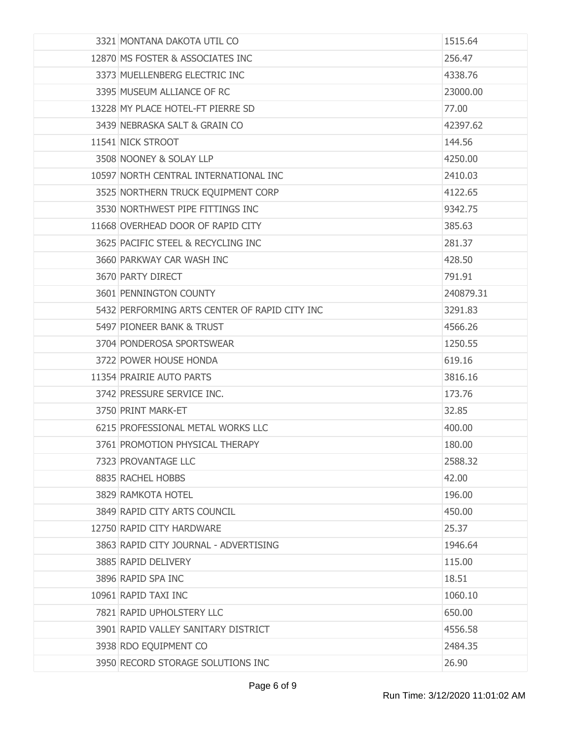| | | |
|---|---|---|
| 3321 | MONTANA DAKOTA UTIL CO | 1515.64 |
| 12870 | MS FOSTER & ASSOCIATES INC | 256.47 |
| 3373 | MUELLENBERG ELECTRIC INC | 4338.76 |
| 3395 | MUSEUM ALLIANCE OF RC | 23000.00 |
| 13228 | MY PLACE HOTEL-FT PIERRE SD | 77.00 |
| 3439 | NEBRASKA SALT & GRAIN CO | 42397.62 |
| 11541 | NICK STROOT | 144.56 |
| 3508 | NOONEY & SOLAY LLP | 4250.00 |
| 10597 | NORTH CENTRAL INTERNATIONAL INC | 2410.03 |
| 3525 | NORTHERN TRUCK EQUIPMENT CORP | 4122.65 |
| 3530 | NORTHWEST PIPE FITTINGS INC | 9342.75 |
| 11668 | OVERHEAD DOOR OF RAPID CITY | 385.63 |
| 3625 | PACIFIC STEEL & RECYCLING INC | 281.37 |
| 3660 | PARKWAY CAR WASH INC | 428.50 |
| 3670 | PARTY DIRECT | 791.91 |
| 3601 | PENNINGTON COUNTY | 240879.31 |
| 5432 | PERFORMING ARTS CENTER OF RAPID CITY INC | 3291.83 |
| 5497 | PIONEER BANK & TRUST | 4566.26 |
| 3704 | PONDEROSA SPORTSWEAR | 1250.55 |
| 3722 | POWER HOUSE HONDA | 619.16 |
| 11354 | PRAIRIE AUTO PARTS | 3816.16 |
| 3742 | PRESSURE SERVICE INC. | 173.76 |
| 3750 | PRINT MARK-ET | 32.85 |
| 6215 | PROFESSIONAL METAL WORKS LLC | 400.00 |
| 3761 | PROMOTION PHYSICAL THERAPY | 180.00 |
| 7323 | PROVANTAGE LLC | 2588.32 |
| 8835 | RACHEL HOBBS | 42.00 |
| 3829 | RAMKOTA HOTEL | 196.00 |
| 3849 | RAPID CITY ARTS COUNCIL | 450.00 |
| 12750 | RAPID CITY HARDWARE | 25.37 |
| 3863 | RAPID CITY JOURNAL - ADVERTISING | 1946.64 |
| 3885 | RAPID DELIVERY | 115.00 |
| 3896 | RAPID SPA INC | 18.51 |
| 10961 | RAPID TAXI INC | 1060.10 |
| 7821 | RAPID UPHOLSTERY LLC | 650.00 |
| 3901 | RAPID VALLEY SANITARY DISTRICT | 4556.58 |
| 3938 | RDO EQUIPMENT CO | 2484.35 |
| 3950 | RECORD STORAGE SOLUTIONS INC | 26.90 |

Run Time: 3/12/2020 11:01:02 AM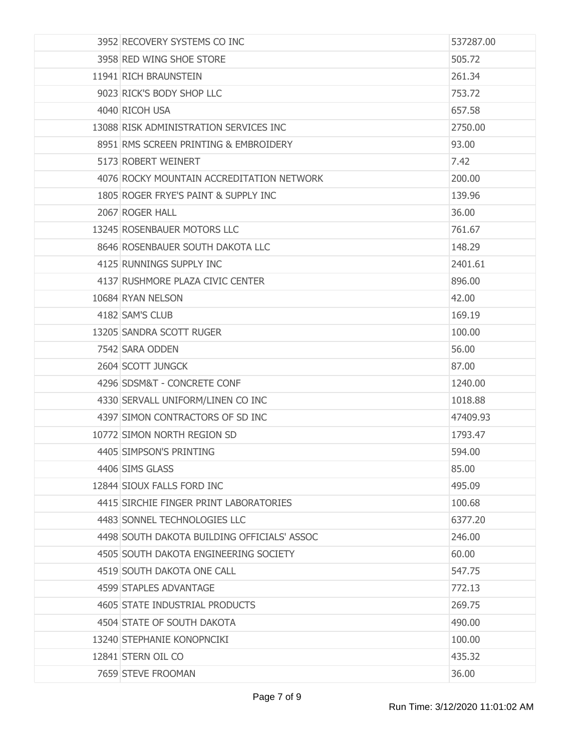| | | |
|---|---|---|
| 3952 | RECOVERY SYSTEMS CO INC | 537287.00 |
| 3958 | RED WING SHOE STORE | 505.72 |
| 11941 | RICH BRAUNSTEIN | 261.34 |
| 9023 | RICK'S BODY SHOP LLC | 753.72 |
| 4040 | RICOH USA | 657.58 |
| 13088 | RISK ADMINISTRATION SERVICES INC | 2750.00 |
| 8951 | RMS SCREEN PRINTING & EMBROIDERY | 93.00 |
| 5173 | ROBERT WEINERT | 7.42 |
| 4076 | ROCKY MOUNTAIN ACCREDITATION NETWORK | 200.00 |
| 1805 | ROGER FRYE'S PAINT & SUPPLY INC | 139.96 |
| 2067 | ROGER HALL | 36.00 |
| 13245 | ROSENBAUER MOTORS LLC | 761.67 |
| 8646 | ROSENBAUER SOUTH DAKOTA LLC | 148.29 |
| 4125 | RUNNINGS SUPPLY INC | 2401.61 |
| 4137 | RUSHMORE PLAZA CIVIC CENTER | 896.00 |
| 10684 | RYAN NELSON | 42.00 |
| 4182 | SAM'S CLUB | 169.19 |
| 13205 | SANDRA SCOTT RUGER | 100.00 |
| 7542 | SARA ODDEN | 56.00 |
| 2604 | SCOTT JUNGCK | 87.00 |
| 4296 | SDSM&T - CONCRETE CONF | 1240.00 |
| 4330 | SERVALL UNIFORM/LINEN CO INC | 1018.88 |
| 4397 | SIMON CONTRACTORS OF SD INC | 47409.93 |
| 10772 | SIMON NORTH REGION SD | 1793.47 |
| 4405 | SIMPSON'S PRINTING | 594.00 |
| 4406 | SIMS GLASS | 85.00 |
| 12844 | SIOUX FALLS FORD INC | 495.09 |
| 4415 | SIRCHIE FINGER PRINT LABORATORIES | 100.68 |
| 4483 | SONNEL TECHNOLOGIES LLC | 6377.20 |
| 4498 | SOUTH DAKOTA BUILDING OFFICIALS' ASSOC | 246.00 |
| 4505 | SOUTH DAKOTA ENGINEERING SOCIETY | 60.00 |
| 4519 | SOUTH DAKOTA ONE CALL | 547.75 |
| 4599 | STAPLES ADVANTAGE | 772.13 |
| 4605 | STATE INDUSTRIAL PRODUCTS | 269.75 |
| 4504 | STATE OF SOUTH DAKOTA | 490.00 |
| 13240 | STEPHANIE KONOPNCIKI | 100.00 |
| 12841 | STERN OIL CO | 435.32 |
| 7659 | STEVE FROOMAN | 36.00 |

Run Time: 3/12/2020 11:01:02 AM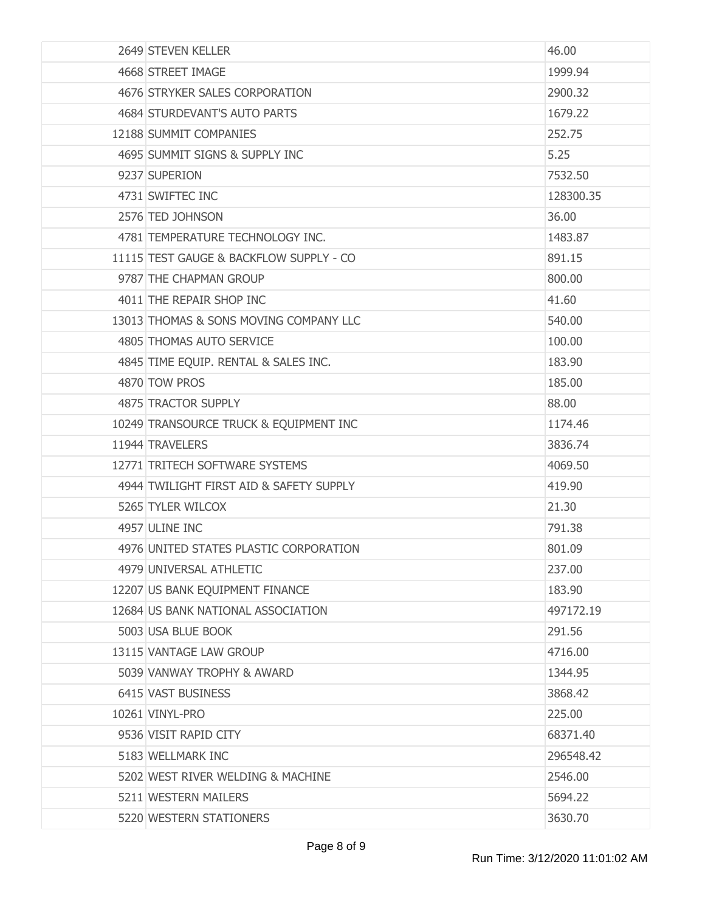|  |  |  |
|---|---|---|
| 2649 | STEVEN KELLER | 46.00 |
| 4668 | STREET IMAGE | 1999.94 |
| 4676 | STRYKER SALES CORPORATION | 2900.32 |
| 4684 | STURDEVANT'S AUTO PARTS | 1679.22 |
| 12188 | SUMMIT COMPANIES | 252.75 |
| 4695 | SUMMIT SIGNS & SUPPLY INC | 5.25 |
| 9237 | SUPERION | 7532.50 |
| 4731 | SWIFTEC INC | 128300.35 |
| 2576 | TED JOHNSON | 36.00 |
| 4781 | TEMPERATURE TECHNOLOGY INC. | 1483.87 |
| 11115 | TEST GAUGE & BACKFLOW SUPPLY - CO | 891.15 |
| 9787 | THE CHAPMAN GROUP | 800.00 |
| 4011 | THE REPAIR SHOP INC | 41.60 |
| 13013 | THOMAS & SONS MOVING COMPANY LLC | 540.00 |
| 4805 | THOMAS AUTO SERVICE | 100.00 |
| 4845 | TIME EQUIP. RENTAL & SALES INC. | 183.90 |
| 4870 | TOW PROS | 185.00 |
| 4875 | TRACTOR SUPPLY | 88.00 |
| 10249 | TRANSOURCE TRUCK & EQUIPMENT INC | 1174.46 |
| 11944 | TRAVELERS | 3836.74 |
| 12771 | TRITECH SOFTWARE SYSTEMS | 4069.50 |
| 4944 | TWILIGHT FIRST AID & SAFETY SUPPLY | 419.90 |
| 5265 | TYLER WILCOX | 21.30 |
| 4957 | ULINE INC | 791.38 |
| 4976 | UNITED STATES PLASTIC CORPORATION | 801.09 |
| 4979 | UNIVERSAL ATHLETIC | 237.00 |
| 12207 | US BANK EQUIPMENT FINANCE | 183.90 |
| 12684 | US BANK NATIONAL ASSOCIATION | 497172.19 |
| 5003 | USA BLUE BOOK | 291.56 |
| 13115 | VANTAGE LAW GROUP | 4716.00 |
| 5039 | VANWAY TROPHY & AWARD | 1344.95 |
| 6415 | VAST BUSINESS | 3868.42 |
| 10261 | VINYL-PRO | 225.00 |
| 9536 | VISIT RAPID CITY | 68371.40 |
| 5183 | WELLMARK INC | 296548.42 |
| 5202 | WEST RIVER WELDING & MACHINE | 2546.00 |
| 5211 | WESTERN MAILERS | 5694.22 |
| 5220 | WESTERN STATIONERS | 3630.70 |

Run Time: 3/12/2020 11:01:02 AM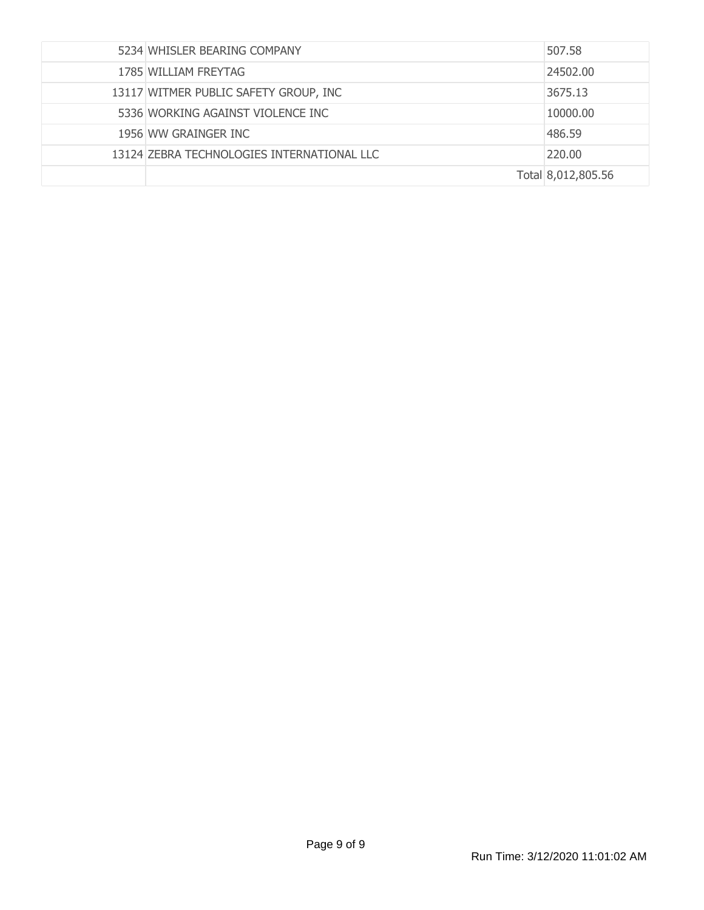| | | |
|---|---|---|
| 5234 | WHISLER BEARING COMPANY | 507.58 |
| 1785 | WILLIAM FREYTAG | 24502.00 |
| 13117 | WITMER PUBLIC SAFETY GROUP, INC | 3675.13 |
| 5336 | WORKING AGAINST VIOLENCE INC | 10000.00 |
| 1956 | WW GRAINGER INC | 486.59 |
| 13124 | ZEBRA TECHNOLOGIES INTERNATIONAL LLC | 220.00 |
| | Total | 8,012,805.56 |

Run Time: 3/12/2020 11:01:02 AM